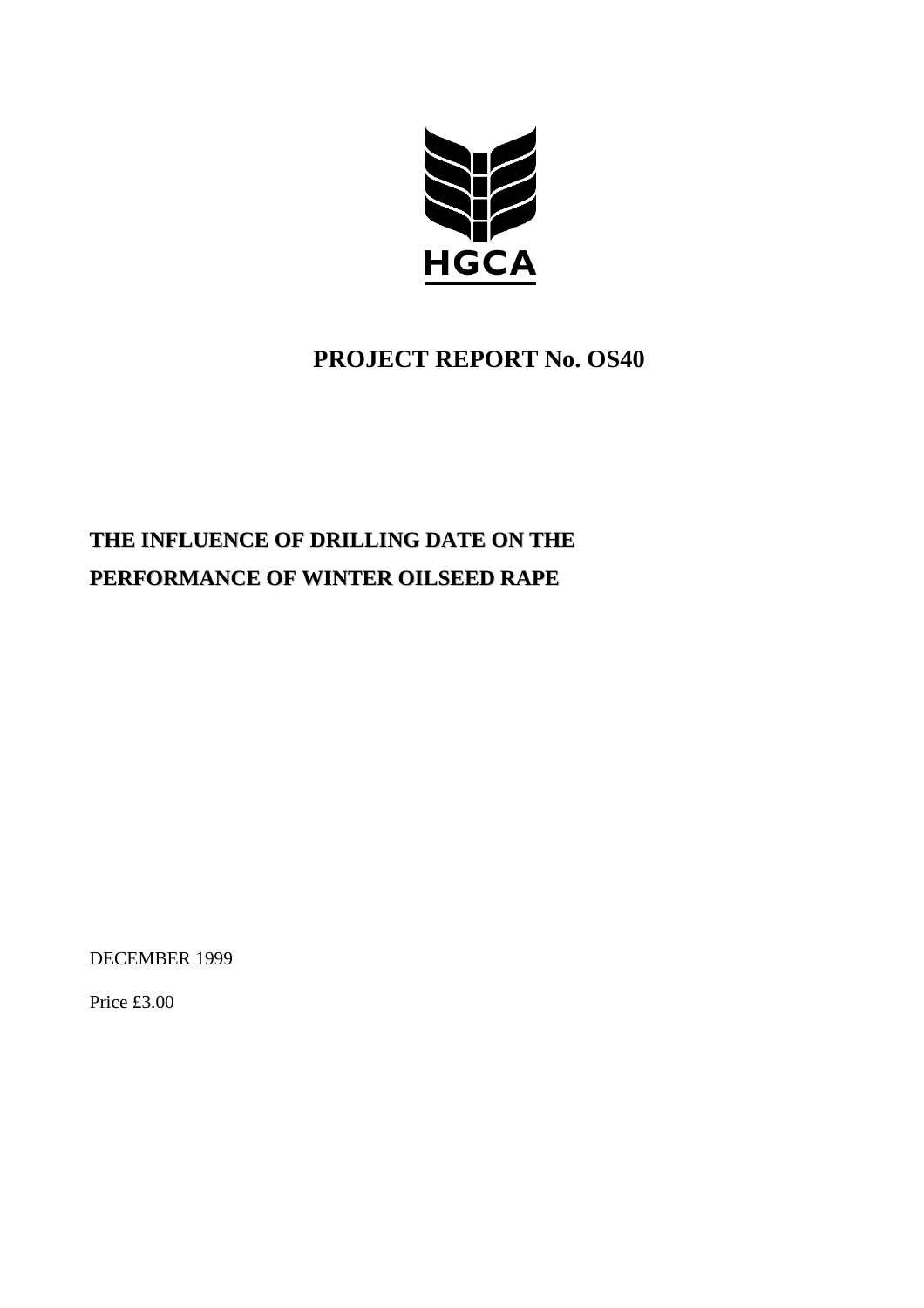HGCA

# PROJECT REPORT No. OS40

## THE INFLUENCE OF DRILLING DATE ON THE PERFORMANCE OF WINTER OILSEED RAPE

DECEMBER 1999

Price £3.00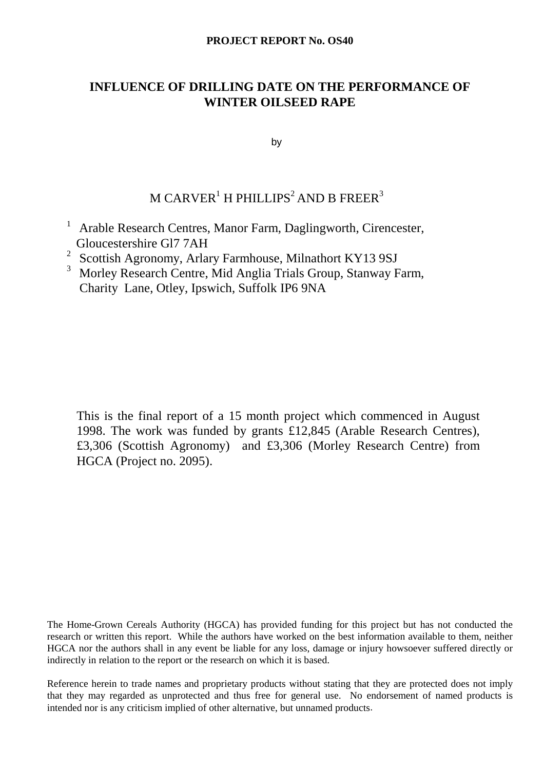**PROJECT REPORT No. OS40**

# INFLUENCE OF DRILLING DATE ON THE PERFORMANCE OF WINTER OILSEED RAPE

by

M CARVER[1] H PHILLIPS[2] AND B FREER[3]

[1] Arable Research Centres, Manor Farm, Daglingworth, Cirencester, Gloucestershire Gl7 7AH

[2] Scottish Agronomy, Arlary Farmhouse, Milnathort KY13 9SJ

[3] Morley Research Centre, Mid Anglia Trials Group, Stanway Farm, Charity Lane, Otley, Ipswich, Suffolk IP6 9NA

This is the final report of a 15 month project which commenced in August 1998. The work was funded by grants £12,845 (Arable Research Centres), £3,306 (Scottish Agronomy) and £3,306 (Morley Research Centre) from HGCA (Project no. 2095).

The Home-Grown Cereals Authority (HGCA) has provided funding for this project but has not conducted the research or written this report. While the authors have worked on the best information available to them, neither HGCA nor the authors shall in any event be liable for any loss, damage or injury howsoever suffered directly or indirectly in relation to the report or the research on which it is based.

Reference herein to trade names and proprietary products without stating that they are protected does not imply that they may regarded as unprotected and thus free for general use. No endorsement of named products is intended nor is any criticism implied of other alternative, but unnamed products.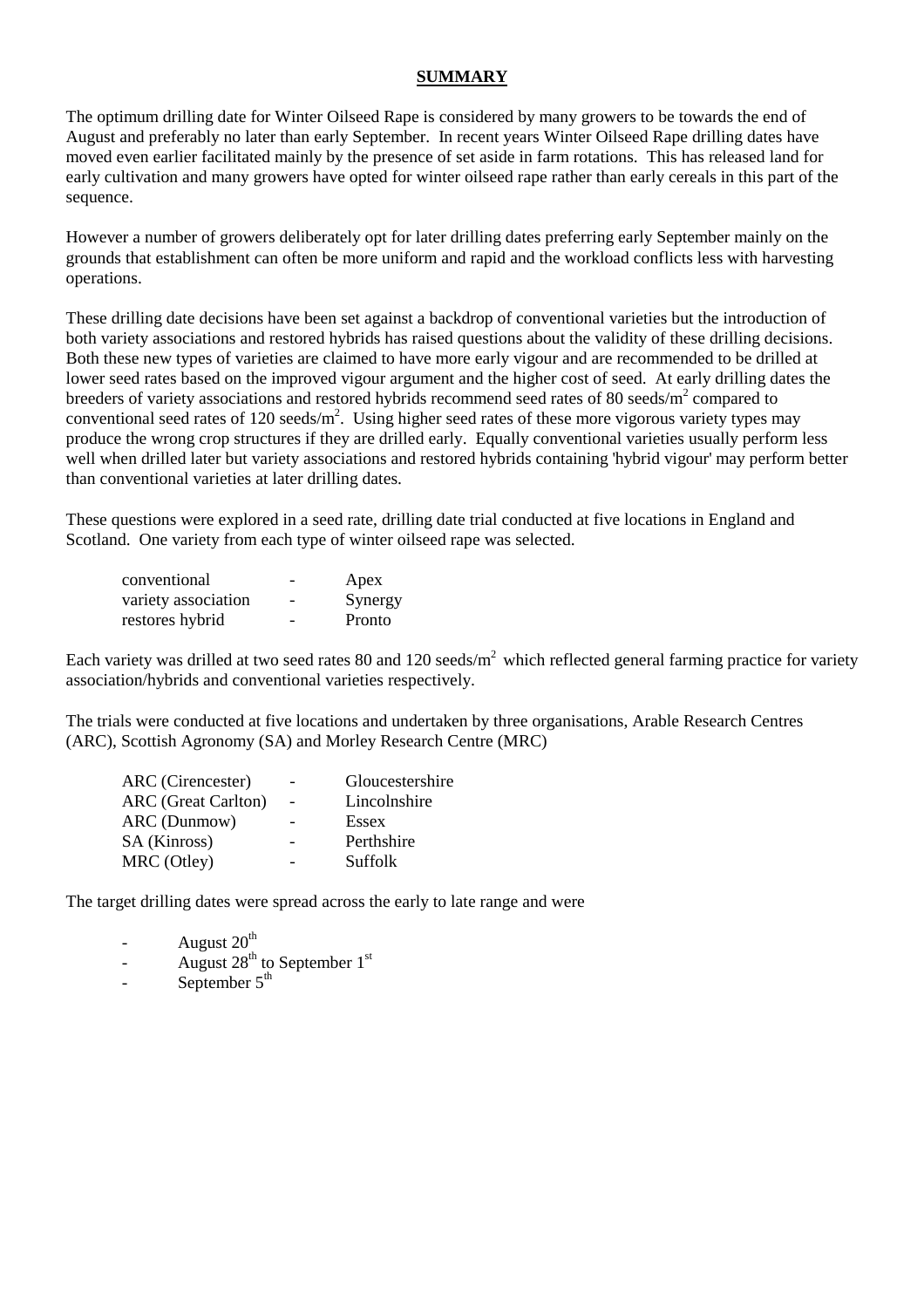# SUMMARY

The optimum drilling date for Winter Oilseed Rape is considered by many growers to be towards the end of August and preferably no later than early September. In recent years Winter Oilseed Rape drilling dates have moved even earlier facilitated mainly by the presence of set aside in farm rotations. This has released land for early cultivation and many growers have opted for winter oilseed rape rather than early cereals in this part of the sequence.

However a number of growers deliberately opt for later drilling dates preferring early September mainly on the grounds that establishment can often be more uniform and rapid and the workload conflicts less with harvesting operations.

These drilling date decisions have been set against a backdrop of conventional varieties but the introduction of both variety associations and restored hybrids has raised questions about the validity of these drilling decisions. Both these new types of varieties are claimed to have more early vigour and are recommended to be drilled at lower seed rates based on the improved vigour argument and the higher cost of seed. At early drilling dates the breeders of variety associations and restored hybrids recommend seed rates of 80 seeds/m$^2$ compared to conventional seed rates of 120 seeds/m$^2$. Using higher seed rates of these more vigorous variety types may produce the wrong crop structures if they are drilled early. Equally conventional varieties usually perform less well when drilled later but variety associations and restored hybrids containing 'hybrid vigour' may perform better than conventional varieties at later drilling dates.

These questions were explored in a seed rate, drilling date trial conducted at five locations in England and Scotland. One variety from each type of winter oilseed rape was selected.

| | | |
|---|---|---|
| conventional | - | Apex |
| variety association | - | Synergy |
| restores hybrid | - | Pronto |

Each variety was drilled at two seed rates 80 and 120 seeds/m$^2$ which reflected general farming practice for variety association/hybrids and conventional varieties respectively.

The trials were conducted at five locations and undertaken by three organisations, Arable Research Centres (ARC), Scottish Agronomy (SA) and Morley Research Centre (MRC)

| | | |
|---|---|---|
| ARC (Cirencester) | - | Gloucestershire |
| ARC (Great Carlton) | - | Lincolnshire |
| ARC (Dunmow) | - | Essex |
| SA (Kinross) | - | Perthshire |
| MRC (Otley) | - | Suffolk |

The target drilling dates were spread across the early to late range and were

- August 20th
- August 28th to September 1st
- September 5th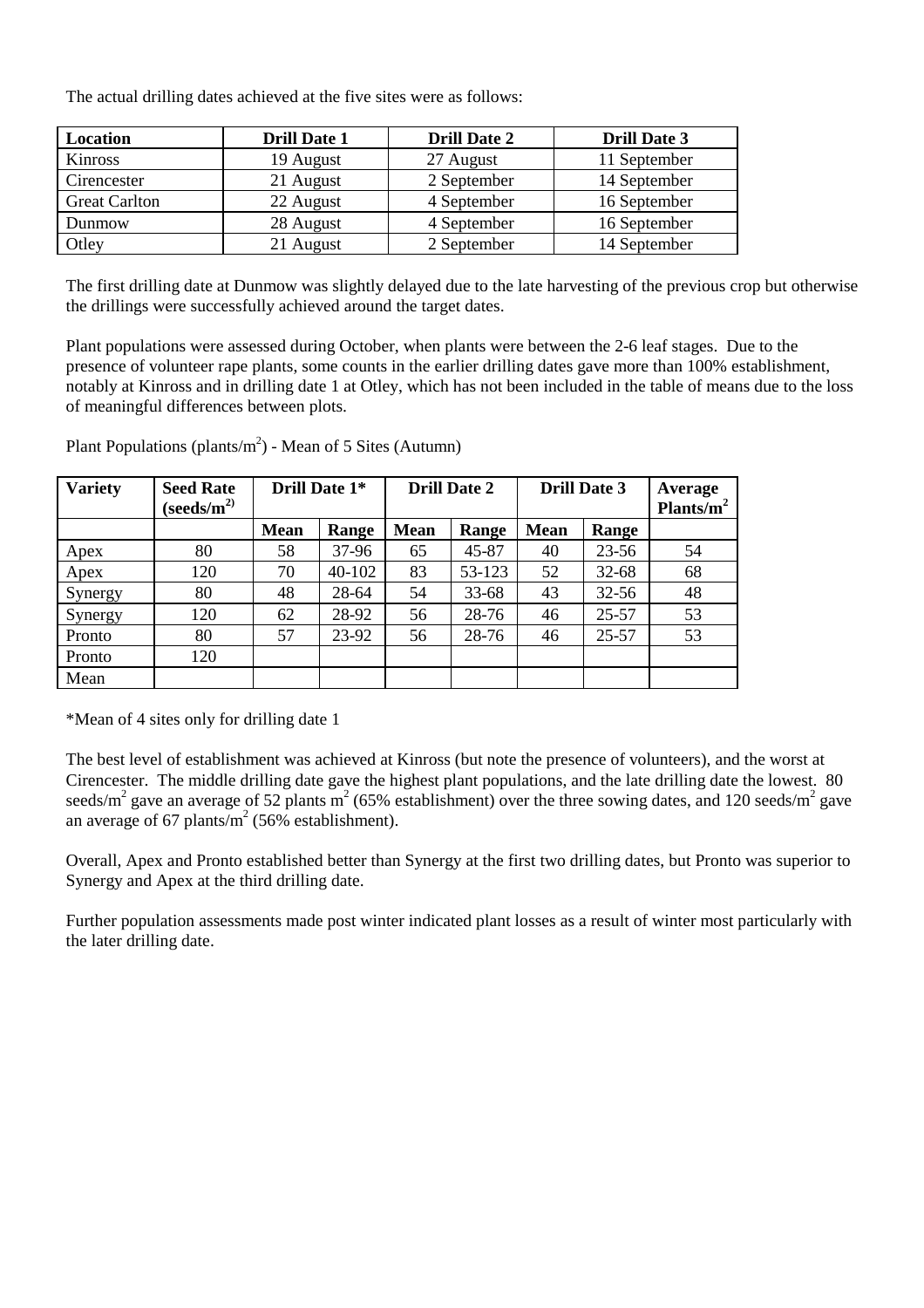The actual drilling dates achieved at the five sites were as follows:

| Location | Drill Date 1 | Drill Date 2 | Drill Date 3 |
|---|---|---|---|
| Kinross | 19 August | 27 August | 11 September |
| Cirencester | 21 August | 2 September | 14 September |
| Great Carlton | 22 August | 4 September | 16 September |
| Dunmow | 28 August | 4 September | 16 September |
| Otley | 21 August | 2 September | 14 September |

The first drilling date at Dunmow was slightly delayed due to the late harvesting of the previous crop but otherwise the drillings were successfully achieved around the target dates.

Plant populations were assessed during October, when plants were between the 2-6 leaf stages. Due to the presence of volunteer rape plants, some counts in the earlier drilling dates gave more than 100% establishment, notably at Kinross and in drilling date 1 at Otley, which has not been included in the table of means due to the loss of meaningful differences between plots.

Plant Populations (plants/m$^2$) - Mean of 5 Sites (Autumn)

| Variety | Seed Rate (seeds/m$^2$) | Drill Date 1* | | Drill Date 2 | | Drill Date 3 | | Average Plants/m$^2$ |
|---|---|---|---|---|---|---|---|---|
| | | Mean | Range | Mean | Range | Mean | Range | |
| Apex | 80 | 58 | 37-96 | 65 | 45-87 | 40 | 23-56 | 54 |
| Apex | 120 | 70 | 40-102 | 83 | 53-123 | 52 | 32-68 | 68 |
| Synergy | 80 | 48 | 28-64 | 54 | 33-68 | 43 | 32-56 | 48 |
| Synergy | 120 | 62 | 28-92 | 56 | 28-76 | 46 | 25-57 | 53 |
| Pronto | 80 | 57 | 23-92 | 56 | 28-76 | 46 | 25-57 | 53 |
| Pronto | 120 | | | | | | | |
| Mean | | | | | | | | |

*Mean of 4 sites only for drilling date 1

The best level of establishment was achieved at Kinross (but note the presence of volunteers), and the worst at Cirencester. The middle drilling date gave the highest plant populations, and the late drilling date the lowest. 80 seeds/m$^2$ gave an average of 52 plants m$^2$ (65% establishment) over the three sowing dates, and 120 seeds/m$^2$ gave an average of 67 plants/m$^2$ (56% establishment).

Overall, Apex and Pronto established better than Synergy at the first two drilling dates, but Pronto was superior to Synergy and Apex at the third drilling date.

Further population assessments made post winter indicated plant losses as a result of winter most particularly with the later drilling date.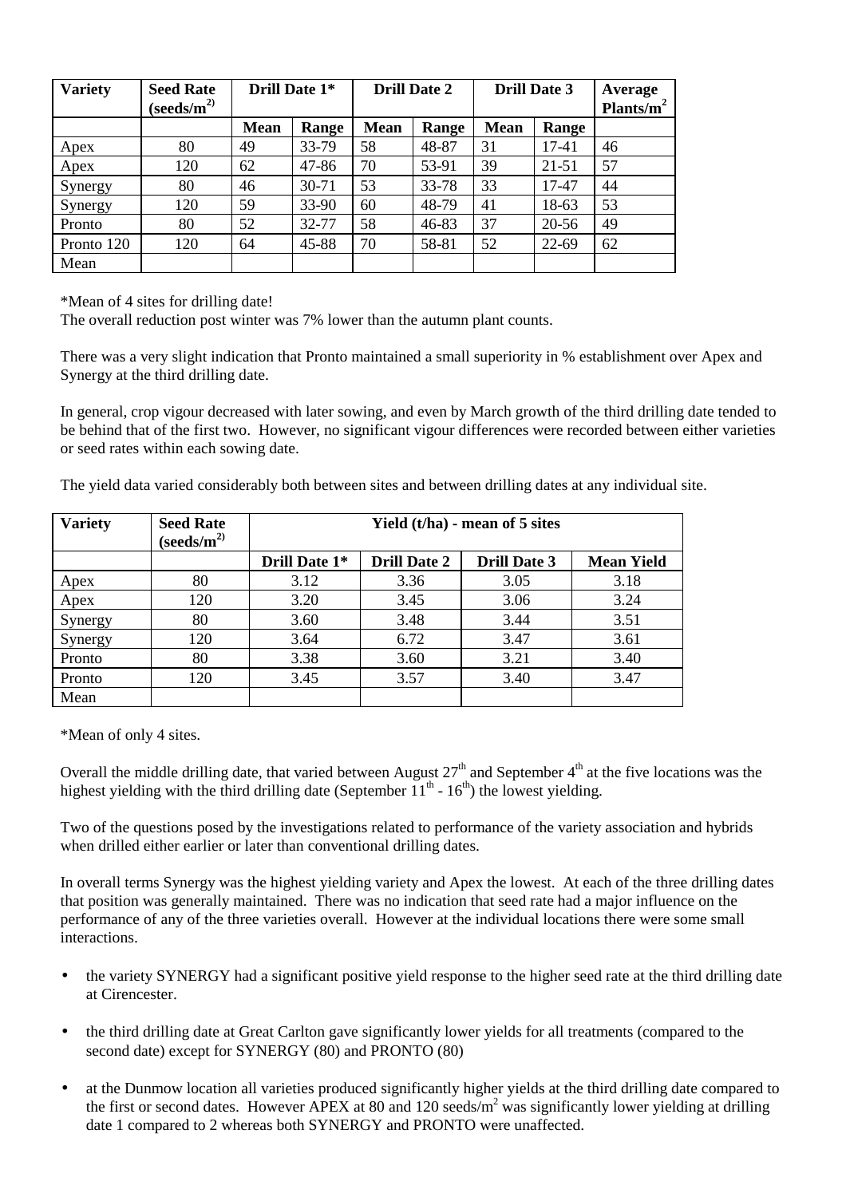| Variety | Seed Rate (seeds/m$^2$) | Drill Date 1* | | Drill Date 2 | | Drill Date 3 | | Average Plants/m$^2$ |
|---|---|---|---|---|---|---|---|---|
| | | Mean | Range | Mean | Range | Mean | Range | |
| Apex | 80 | 49 | 33-79 | 58 | 48-87 | 31 | 17-41 | 46 |
| Apex | 120 | 62 | 47-86 | 70 | 53-91 | 39 | 21-51 | 57 |
| Synergy | 80 | 46 | 30-71 | 53 | 33-78 | 33 | 17-47 | 44 |
| Synergy | 120 | 59 | 33-90 | 60 | 48-79 | 41 | 18-63 | 53 |
| Pronto | 80 | 52 | 32-77 | 58 | 46-83 | 37 | 20-56 | 49 |
| Pronto 120 | 120 | 64 | 45-88 | 70 | 58-81 | 52 | 22-69 | 62 |
| Mean | | | | | | | | |

*Mean of 4 sites for drilling date!
The overall reduction post winter was 7% lower than the autumn plant counts.

There was a very slight indication that Pronto maintained a small superiority in % establishment over Apex and Synergy at the third drilling date.

In general, crop vigour decreased with later sowing, and even by March growth of the third drilling date tended to be behind that of the first two. However, no significant vigour differences were recorded between either varieties or seed rates within each sowing date.

The yield data varied considerably both between sites and between drilling dates at any individual site.

| Variety | Seed Rate (seeds/m$^2$) | Yield (t/ha) - mean of 5 sites | | | |
|---|---|---|---|---|---|
| | | Drill Date 1* | Drill Date 2 | Drill Date 3 | Mean Yield |
| Apex | 80 | 3.12 | 3.36 | 3.05 | 3.18 |
| Apex | 120 | 3.20 | 3.45 | 3.06 | 3.24 |
| Synergy | 80 | 3.60 | 3.48 | 3.44 | 3.51 |
| Synergy | 120 | 3.64 | 6.72 | 3.47 | 3.61 |
| Pronto | 80 | 3.38 | 3.60 | 3.21 | 3.40 |
| Pronto | 120 | 3.45 | 3.57 | 3.40 | 3.47 |
| Mean | | | | | |

*Mean of only 4 sites.

Overall the middle drilling date, that varied between August 27$^{th}$ and September 4$^{th}$ at the five locations was the highest yielding with the third drilling date (September 11$^{th}$ - 16$^{th}$) the lowest yielding.

Two of the questions posed by the investigations related to performance of the variety association and hybrids when drilled either earlier or later than conventional drilling dates.

In overall terms Synergy was the highest yielding variety and Apex the lowest. At each of the three drilling dates that position was generally maintained. There was no indication that seed rate had a major influence on the performance of any of the three varieties overall. However at the individual locations there were some small interactions.

- the variety SYNERGY had a significant positive yield response to the higher seed rate at the third drilling date at Cirencester.

- the third drilling date at Great Carlton gave significantly lower yields for all treatments (compared to the second date) except for SYNERGY (80) and PRONTO (80)

- at the Dunmow location all varieties produced significantly higher yields at the third drilling date compared to the first or second dates. However APEX at 80 and 120 seeds/m$^2$ was significantly lower yielding at drilling date 1 compared to 2 whereas both SYNERGY and PRONTO were unaffected.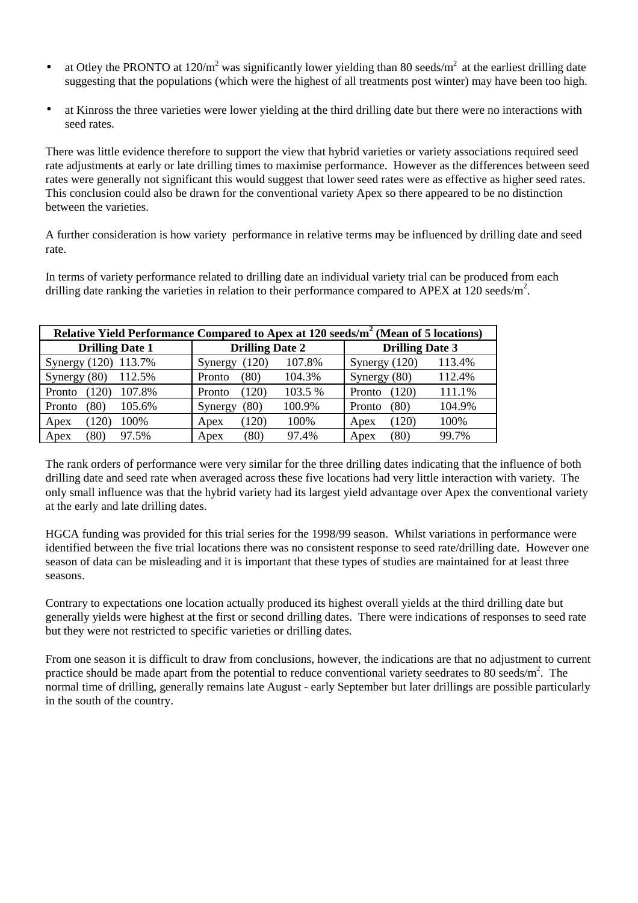- at Otley the PRONTO at $120/m^2$ was significantly lower yielding than 80 $seeds/m^2$ at the earliest drilling date suggesting that the populations (which were the highest of all treatments post winter) may have been too high.

- at Kinross the three varieties were lower yielding at the third drilling date but there were no interactions with seed rates.

There was little evidence therefore to support the view that hybrid varieties or variety associations required seed rate adjustments at early or late drilling times to maximise performance. However as the differences between seed rates were generally not significant this would suggest that lower seed rates were as effective as higher seed rates. This conclusion could also be drawn for the conventional variety Apex so there appeared to be no distinction between the varieties.

A further consideration is how variety performance in relative terms may be influenced by drilling date and seed rate.

In terms of variety performance related to drilling date an individual variety trial can be produced from each drilling date ranking the varieties in relation to their performance compared to APEX at 120 $seeds/m^2$.

| **Relative Yield Performance Compared to Apex at 120 seeds/m² (Mean of 5 locations)** | | | | | |
|---|---|---|---|---|---|
| **Drilling Date 1** | | **Drilling Date 2** | | **Drilling Date 3** | |
| Synergy (120) | 113.7% | Synergy (120) | 107.8% | Synergy (120) | 113.4% |
| Synergy (80) | 112.5% | Pronto (80) | 104.3% | Synergy (80) | 112.4% |
| Pronto (120) | 107.8% | Pronto (120) | 103.5 % | Pronto (120) | 111.1% |
| Pronto (80) | 105.6% | Synergy (80) | 100.9% | Pronto (80) | 104.9% |
| Apex (120) | 100% | Apex (120) | 100% | Apex (120) | 100% |
| Apex (80) | 97.5% | Apex (80) | 97.4% | Apex (80) | 99.7% |

The rank orders of performance were very similar for the three drilling dates indicating that the influence of both drilling date and seed rate when averaged across these five locations had very little interaction with variety. The only small influence was that the hybrid variety had its largest yield advantage over Apex the conventional variety at the early and late drilling dates.

HGCA funding was provided for this trial series for the 1998/99 season. Whilst variations in performance were identified between the five trial locations there was no consistent response to seed rate/drilling date. However one season of data can be misleading and it is important that these types of studies are maintained for at least three seasons.

Contrary to expectations one location actually produced its highest overall yields at the third drilling date but generally yields were highest at the first or second drilling dates. There were indications of responses to seed rate but they were not restricted to specific varieties or drilling dates.

From one season it is difficult to draw from conclusions, however, the indications are that no adjustment to current practice should be made apart from the potential to reduce conventional variety seedrates to 80 $seeds/m^2$. The normal time of drilling, generally remains late August - early September but later drillings are possible particularly in the south of the country.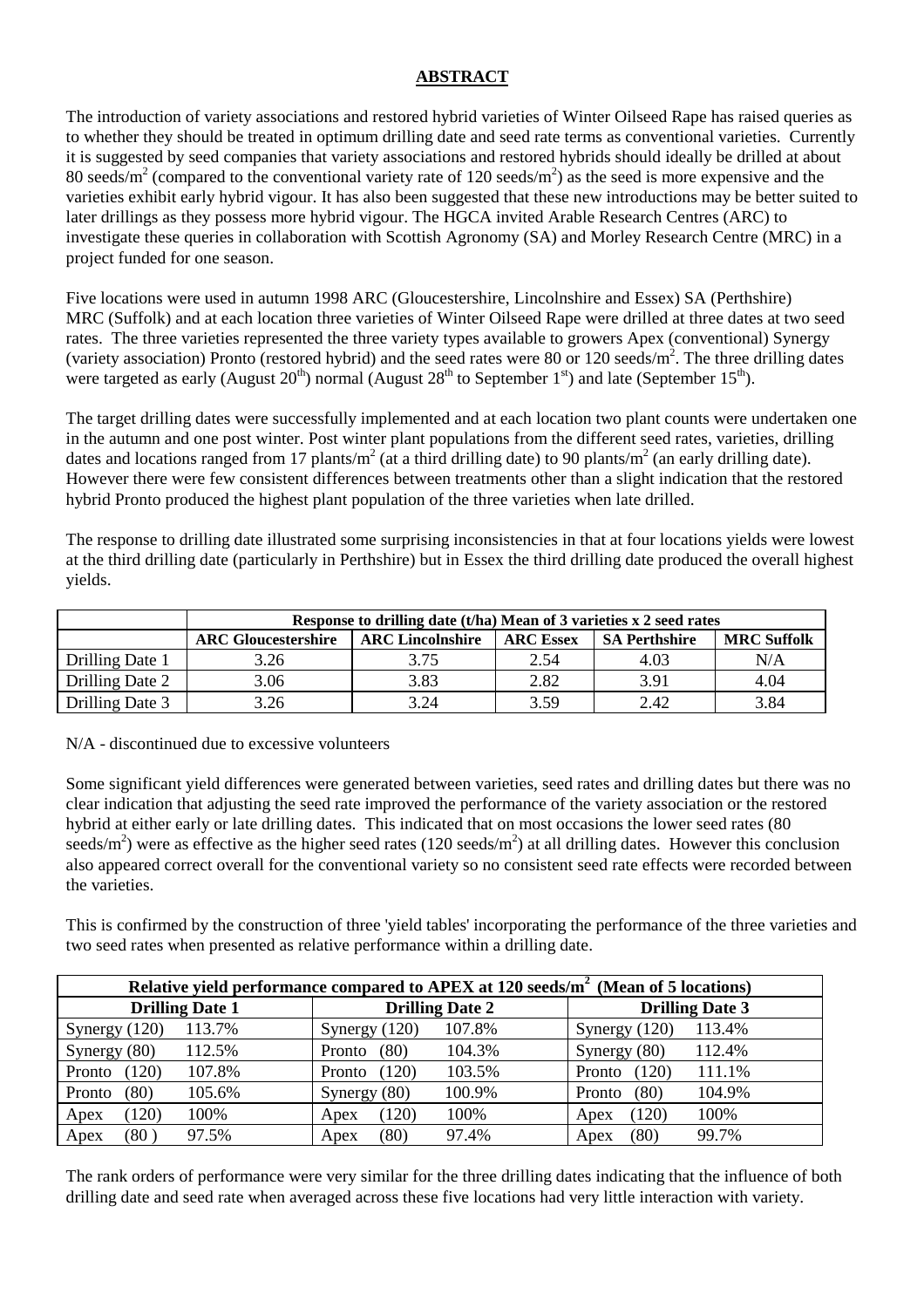## ABSTRACT

The introduction of variety associations and restored hybrid varieties of Winter Oilseed Rape has raised queries as to whether they should be treated in optimum drilling date and seed rate terms as conventional varieties. Currently it is suggested by seed companies that variety associations and restored hybrids should ideally be drilled at about 80 seeds/$m^2$ (compared to the conventional variety rate of 120 seeds/$m^2$) as the seed is more expensive and the varieties exhibit early hybrid vigour. It has also been suggested that these new introductions may be better suited to later drillings as they possess more hybrid vigour. The HGCA invited Arable Research Centres (ARC) to investigate these queries in collaboration with Scottish Agronomy (SA) and Morley Research Centre (MRC) in a project funded for one season.

Five locations were used in autumn 1998 ARC (Gloucestershire, Lincolnshire and Essex) SA (Perthshire) MRC (Suffolk) and at each location three varieties of Winter Oilseed Rape were drilled at three dates at two seed rates. The three varieties represented the three variety types available to growers Apex (conventional) Synergy (variety association) Pronto (restored hybrid) and the seed rates were 80 or 120 seeds/$m^2$. The three drilling dates were targeted as early (August 20th) normal (August 28th to September 1st) and late (September 15th).

The target drilling dates were successfully implemented and at each location two plant counts were undertaken one in the autumn and one post winter. Post winter plant populations from the different seed rates, varieties, drilling dates and locations ranged from 17 plants/$m^2$ (at a third drilling date) to 90 plants/$m^2$ (an early drilling date). However there were few consistent differences between treatments other than a slight indication that the restored hybrid Pronto produced the highest plant population of the three varieties when late drilled.

The response to drilling date illustrated some surprising inconsistencies in that at four locations yields were lowest at the third drilling date (particularly in Perthshire) but in Essex the third drilling date produced the overall highest yields.

| | **Response to drilling date (t/ha) Mean of 3 varieties x 2 seed rates** | | | | |
|---|---|---|---|---|---|
| | **ARC Gloucestershire** | **ARC Lincolnshire** | **ARC Essex** | **SA Perthshire** | **MRC Suffolk** |
| Drilling Date 1 | 3.26 | 3.75 | 2.54 | 4.03 | N/A |
| Drilling Date 2 | 3.06 | 3.83 | 2.82 | 3.91 | 4.04 |
| Drilling Date 3 | 3.26 | 3.24 | 3.59 | 2.42 | 3.84 |

N/A - discontinued due to excessive volunteers

Some significant yield differences were generated between varieties, seed rates and drilling dates but there was no clear indication that adjusting the seed rate improved the performance of the variety association or the restored hybrid at either early or late drilling dates. This indicated that on most occasions the lower seed rates (80 seeds/$m^2$) were as effective as the higher seed rates (120 seeds/$m^2$) at all drilling dates. However this conclusion also appeared correct overall for the conventional variety so no consistent seed rate effects were recorded between the varieties.

This is confirmed by the construction of three 'yield tables' incorporating the performance of the three varieties and two seed rates when presented as relative performance within a drilling date.

| **Relative yield performance compared to APEX at 120 seeds/$m^2$ (Mean of 5 locations)** | | | | | |
|---|---|---|---|---|---|
| **Drilling Date 1** | | **Drilling Date 2** | | **Drilling Date 3** | |
| Synergy (120) | 113.7% | Synergy (120) | 107.8% | Synergy (120) | 113.4% |
| Synergy (80) | 112.5% | Pronto (80) | 104.3% | Synergy (80) | 112.4% |
| Pronto (120) | 107.8% | Pronto (120) | 103.5% | Pronto (120) | 111.1% |
| Pronto (80) | 105.6% | Synergy (80) | 100.9% | Pronto (80) | 104.9% |
| Apex (120) | 100% | Apex (120) | 100% | Apex (120) | 100% |
| Apex (80) | 97.5% | Apex (80) | 97.4% | Apex (80) | 99.7% |

The rank orders of performance were very similar for the three drilling dates indicating that the influence of both drilling date and seed rate when averaged across these five locations had very little interaction with variety.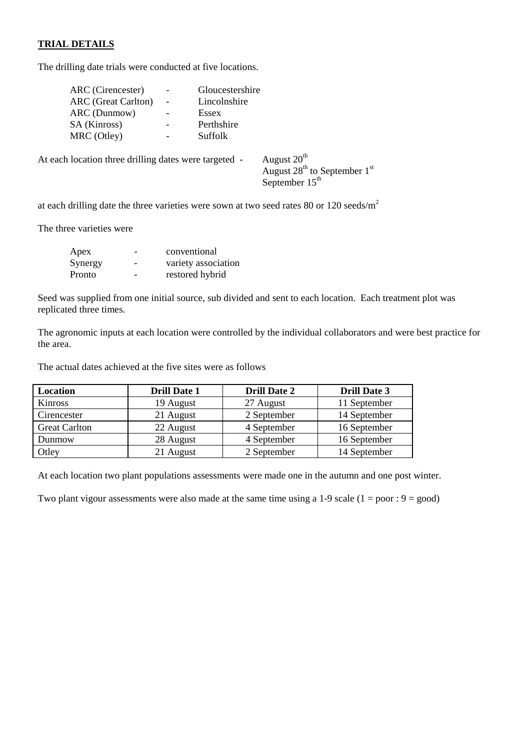**TRIAL DETAILS**

The drilling date trials were conducted at five locations.

| | | |
|---|---|---|
| ARC (Cirencester) | - | Gloucestershire |
| ARC (Great Carlton) | - | Lincolnshire |
| ARC (Dunmow) | - | Essex |
| SA (Kinross) | - | Perthshire |
| MRC (Otley) | - | Suffolk |

At each location three drilling dates were targeted -
- August 20th
- August 28th to September 1st
- September 15th

at each drilling date the three varieties were sown at two seed rates 80 or 120 seeds/$m^2$

The three varieties were

| | | |
|---|---|---|
| Apex | - | conventional |
| Synergy | - | variety association |
| Pronto | - | restored hybrid |

Seed was supplied from one initial source, sub divided and sent to each location. Each treatment plot was replicated three times.

The agronomic inputs at each location were controlled by the individual collaborators and were best practice for the area.

The actual dates achieved at the five sites were as follows

| Location | Drill Date 1 | Drill Date 2 | Drill Date 3 |
|---|---|---|---|
| Kinross | 19 August | 27 August | 11 September |
| Cirencester | 21 August | 2 September | 14 September |
| Great Carlton | 22 August | 4 September | 16 September |
| Dunmow | 28 August | 4 September | 16 September |
| Otley | 21 August | 2 September | 14 September |

At each location two plant populations assessments were made one in the autumn and one post winter.

Two plant vigour assessments were also made at the same time using a 1-9 scale (1 = poor : 9 = good)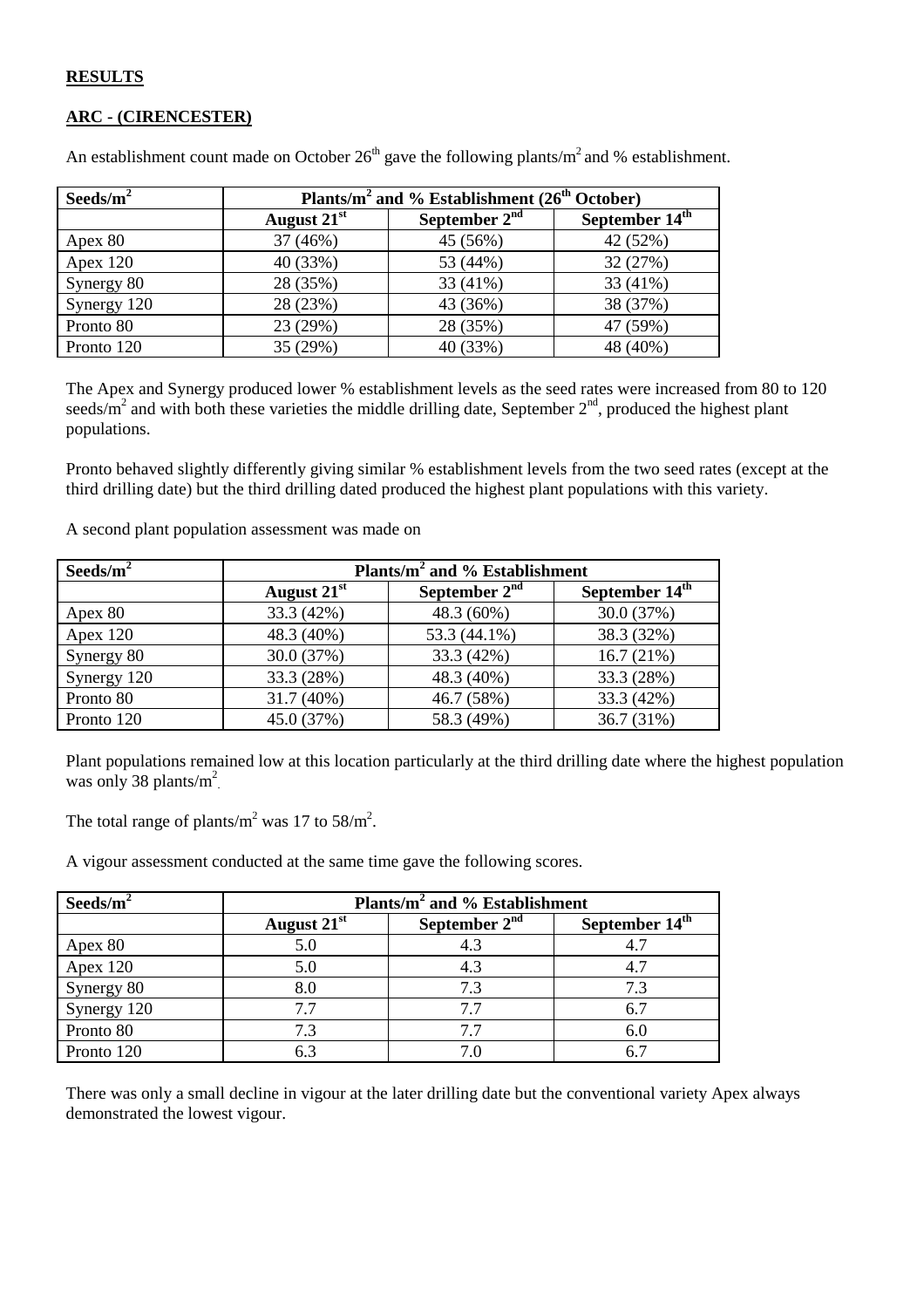**RESULTS**

**ARC - (CIRENCESTER)**

An establishment count made on October 26th gave the following plants/m$^2$ and % establishment.

| Seeds/m$^2$ | Plants/m$^2$ and % Establishment (26th October) | | |
|---|---|---|---|
| | August 21st | September 2nd | September 14th |
| Apex 80 | 37 (46%) | 45 (56%) | 42 (52%) |
| Apex 120 | 40 (33%) | 53 (44%) | 32 (27%) |
| Synergy 80 | 28 (35%) | 33 (41%) | 33 (41%) |
| Synergy 120 | 28 (23%) | 43 (36%) | 38 (37%) |
| Pronto 80 | 23 (29%) | 28 (35%) | 47 (59%) |
| Pronto 120 | 35 (29%) | 40 (33%) | 48 (40%) |

The Apex and Synergy produced lower % establishment levels as the seed rates were increased from 80 to 120 seeds/m$^2$ and with both these varieties the middle drilling date, September 2nd, produced the highest plant populations.

Pronto behaved slightly differently giving similar % establishment levels from the two seed rates (except at the third drilling date) but the third drilling dated produced the highest plant populations with this variety.

A second plant population assessment was made on

| Seeds/m$^2$ | Plants/m$^2$ and % Establishment | | |
|---|---|---|---|
| | August 21st | September 2nd | September 14th |
| Apex 80 | 33.3 (42%) | 48.3 (60%) | 30.0 (37%) |
| Apex 120 | 48.3 (40%) | 53.3 (44.1%) | 38.3 (32%) |
| Synergy 80 | 30.0 (37%) | 33.3 (42%) | 16.7 (21%) |
| Synergy 120 | 33.3 (28%) | 48.3 (40%) | 33.3 (28%) |
| Pronto 80 | 31.7 (40%) | 46.7 (58%) | 33.3 (42%) |
| Pronto 120 | 45.0 (37%) | 58.3 (49%) | 36.7 (31%) |

Plant populations remained low at this location particularly at the third drilling date where the highest population was only 38 plants/m$^2$.

The total range of plants/m$^2$ was 17 to 58/m$^2$.

A vigour assessment conducted at the same time gave the following scores.

| Seeds/m$^2$ | Plants/m$^2$ and % Establishment | | |
|---|---|---|---|
| | August 21st | September 2nd | September 14th |
| Apex 80 | 5.0 | 4.3 | 4.7 |
| Apex 120 | 5.0 | 4.3 | 4.7 |
| Synergy 80 | 8.0 | 7.3 | 7.3 |
| Synergy 120 | 7.7 | 7.7 | 6.7 |
| Pronto 80 | 7.3 | 7.7 | 6.0 |
| Pronto 120 | 6.3 | 7.0 | 6.7 |

There was only a small decline in vigour at the later drilling date but the conventional variety Apex always demonstrated the lowest vigour.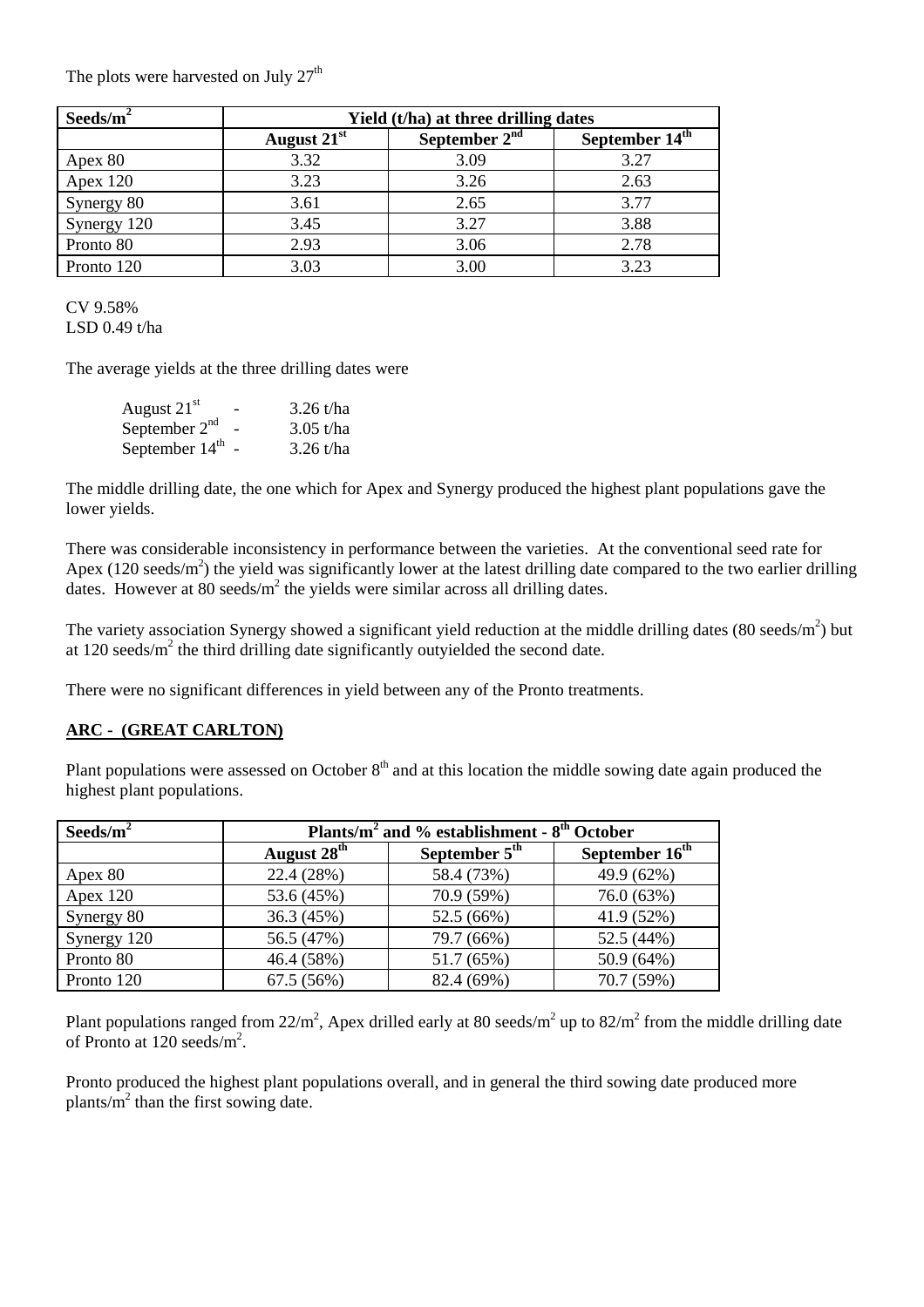The plots were harvested on July 27th

| Seeds/m$^2$ | Yield (t/ha) at three drilling dates | | |
|---|---|---|---|
| | August 21st | September 2nd | September 14th |
| Apex 80 | 3.32 | 3.09 | 3.27 |
| Apex 120 | 3.23 | 3.26 | 2.63 |
| Synergy 80 | 3.61 | 2.65 | 3.77 |
| Synergy 120 | 3.45 | 3.27 | 3.88 |
| Pronto 80 | 2.93 | 3.06 | 2.78 |
| Pronto 120 | 3.03 | 3.00 | 3.23 |

CV 9.58%
LSD 0.49 t/ha

The average yields at the three drilling dates were

August 21st - 3.26 t/ha
September 2nd - 3.05 t/ha
September 14th - 3.26 t/ha

The middle drilling date, the one which for Apex and Synergy produced the highest plant populations gave the lower yields.

There was considerable inconsistency in performance between the varieties. At the conventional seed rate for Apex (120 seeds/m$^2$) the yield was significantly lower at the latest drilling date compared to the two earlier drilling dates. However at 80 seeds/m$^2$ the yields were similar across all drilling dates.

The variety association Synergy showed a significant yield reduction at the middle drilling dates (80 seeds/m$^2$) but at 120 seeds/m$^2$ the third drilling date significantly outyielded the second date.

There were no significant differences in yield between any of the Pronto treatments.

## ARC - (GREAT CARLTON)

Plant populations were assessed on October 8th and at this location the middle sowing date again produced the highest plant populations.

| Seeds/m$^2$ | Plants/m$^2$ and % establishment - 8th October | | |
|---|---|---|---|
| | August 28th | September 5th | September 16th |
| Apex 80 | 22.4 (28%) | 58.4 (73%) | 49.9 (62%) |
| Apex 120 | 53.6 (45%) | 70.9 (59%) | 76.0 (63%) |
| Synergy 80 | 36.3 (45%) | 52.5 (66%) | 41.9 (52%) |
| Synergy 120 | 56.5 (47%) | 79.7 (66%) | 52.5 (44%) |
| Pronto 80 | 46.4 (58%) | 51.7 (65%) | 50.9 (64%) |
| Pronto 120 | 67.5 (56%) | 82.4 (69%) | 70.7 (59%) |

Plant populations ranged from 22/m$^2$, Apex drilled early at 80 seeds/m$^2$ up to 82/m$^2$ from the middle drilling date of Pronto at 120 seeds/m$^2$.

Pronto produced the highest plant populations overall, and in general the third sowing date produced more plants/m$^2$ than the first sowing date.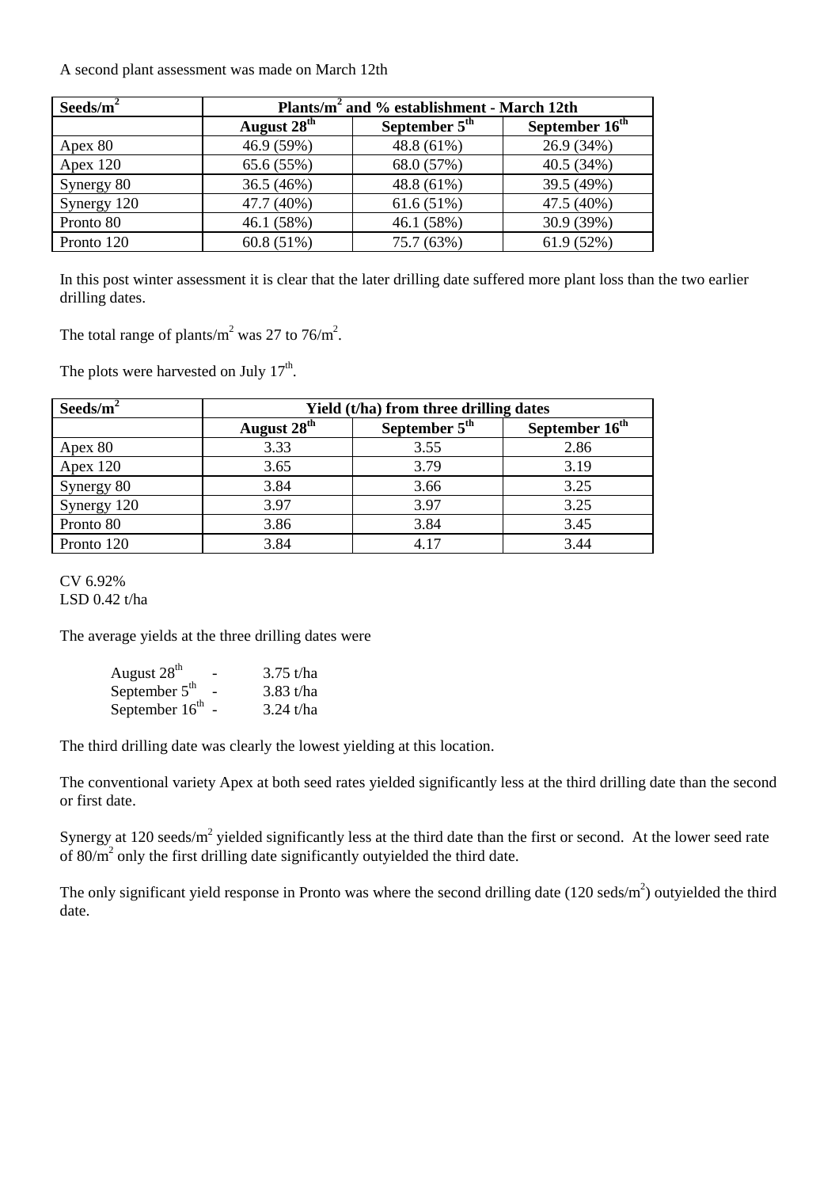A second plant assessment was made on March 12th

| Seeds/m$^2$ | Plants/m$^2$ and % establishment - March 12th | | |
|---|---|---|---|
| | August 28$^{th}$ | September 5$^{th}$ | September 16$^{th}$ |
| Apex 80 | 46.9 (59%) | 48.8 (61%) | 26.9 (34%) |
| Apex 120 | 65.6 (55%) | 68.0 (57%) | 40.5 (34%) |
| Synergy 80 | 36.5 (46%) | 48.8 (61%) | 39.5 (49%) |
| Synergy 120 | 47.7 (40%) | 61.6 (51%) | 47.5 (40%) |
| Pronto 80 | 46.1 (58%) | 46.1 (58%) | 30.9 (39%) |
| Pronto 120 | 60.8 (51%) | 75.7 (63%) | 61.9 (52%) |

In this post winter assessment it is clear that the later drilling date suffered more plant loss than the two earlier drilling dates.

The total range of plants/m$^2$ was 27 to 76/m$^2$.

The plots were harvested on July 17$^{th}$.

| Seeds/m$^2$ | Yield (t/ha) from three drilling dates | | |
|---|---|---|---|
| | August 28$^{th}$ | September 5$^{th}$ | September 16$^{th}$ |
| Apex 80 | 3.33 | 3.55 | 2.86 |
| Apex 120 | 3.65 | 3.79 | 3.19 |
| Synergy 80 | 3.84 | 3.66 | 3.25 |
| Synergy 120 | 3.97 | 3.97 | 3.25 |
| Pronto 80 | 3.86 | 3.84 | 3.45 |
| Pronto 120 | 3.84 | 4.17 | 3.44 |

CV 6.92%
LSD 0.42 t/ha

The average yields at the three drilling dates were

August 28$^{th}$ - 3.75 t/ha
September 5$^{th}$ - 3.83 t/ha
September 16$^{th}$ - 3.24 t/ha

The third drilling date was clearly the lowest yielding at this location.

The conventional variety Apex at both seed rates yielded significantly less at the third drilling date than the second or first date.

Synergy at 120 seeds/m$^2$ yielded significantly less at the third date than the first or second. At the lower seed rate of 80/m$^2$ only the first drilling date significantly outyielded the third date.

The only significant yield response in Pronto was where the second drilling date (120 seds/m$^2$) outyielded the third date.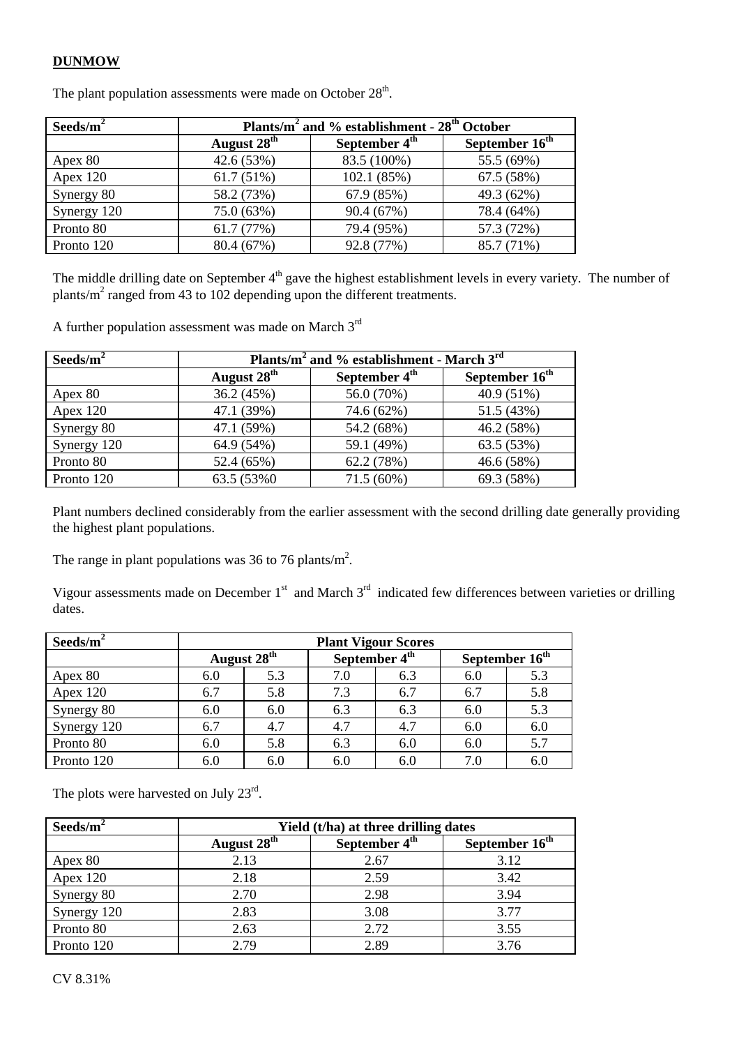## DUNMOW

The plant population assessments were made on October 28th.

| Seeds/m$^2$ | Plants/m$^2$ and % establishment - 28th October | | |
|---|---|---|---|
| | August 28th | September 4th | September 16th |
| Apex 80 | 42.6 (53%) | 83.5 (100%) | 55.5 (69%) |
| Apex 120 | 61.7 (51%) | 102.1 (85%) | 67.5 (58%) |
| Synergy 80 | 58.2 (73%) | 67.9 (85%) | 49.3 (62%) |
| Synergy 120 | 75.0 (63%) | 90.4 (67%) | 78.4 (64%) |
| Pronto 80 | 61.7 (77%) | 79.4 (95%) | 57.3 (72%) |
| Pronto 120 | 80.4 (67%) | 92.8 (77%) | 85.7 (71%) |

The middle drilling date on September 4th gave the highest establishment levels in every variety. The number of plants/m$^2$ ranged from 43 to 102 depending upon the different treatments.

A further population assessment was made on March 3rd

| Seeds/m$^2$ | Plants/m$^2$ and % establishment - March 3rd | | |
|---|---|---|---|
| | August 28th | September 4th | September 16th |
| Apex 80 | 36.2 (45%) | 56.0 (70%) | 40.9 (51%) |
| Apex 120 | 47.1 (39%) | 74.6 (62%) | 51.5 (43%) |
| Synergy 80 | 47.1 (59%) | 54.2 (68%) | 46.2 (58%) |
| Synergy 120 | 64.9 (54%) | 59.1 (49%) | 63.5 (53%) |
| Pronto 80 | 52.4 (65%) | 62.2 (78%) | 46.6 (58%) |
| Pronto 120 | 63.5 (53%0 | 71.5 (60%) | 69.3 (58%) |

Plant numbers declined considerably from the earlier assessment with the second drilling date generally providing the highest plant populations.

The range in plant populations was 36 to 76 plants/m$^2$.

Vigour assessments made on December 1st and March 3rd indicated few differences between varieties or drilling dates.

| Seeds/m$^2$ | Plant Vigour Scores | | | | | |
|---|---|---|---|---|---|---|
| | August 28th | | September 4th | | September 16th | |
| Apex 80 | 6.0 | 5.3 | 7.0 | 6.3 | 6.0 | 5.3 |
| Apex 120 | 6.7 | 5.8 | 7.3 | 6.7 | 6.7 | 5.8 |
| Synergy 80 | 6.0 | 6.0 | 6.3 | 6.3 | 6.0 | 5.3 |
| Synergy 120 | 6.7 | 4.7 | 4.7 | 4.7 | 6.0 | 6.0 |
| Pronto 80 | 6.0 | 5.8 | 6.3 | 6.0 | 6.0 | 5.7 |
| Pronto 120 | 6.0 | 6.0 | 6.0 | 6.0 | 7.0 | 6.0 |

The plots were harvested on July 23rd.

| Seeds/m$^2$ | Yield (t/ha) at three drilling dates | | |
|---|---|---|---|
| | August 28th | September 4th | September 16th |
| Apex 80 | 2.13 | 2.67 | 3.12 |
| Apex 120 | 2.18 | 2.59 | 3.42 |
| Synergy 80 | 2.70 | 2.98 | 3.94 |
| Synergy 120 | 2.83 | 3.08 | 3.77 |
| Pronto 80 | 2.63 | 2.72 | 3.55 |
| Pronto 120 | 2.79 | 2.89 | 3.76 |

CV 8.31%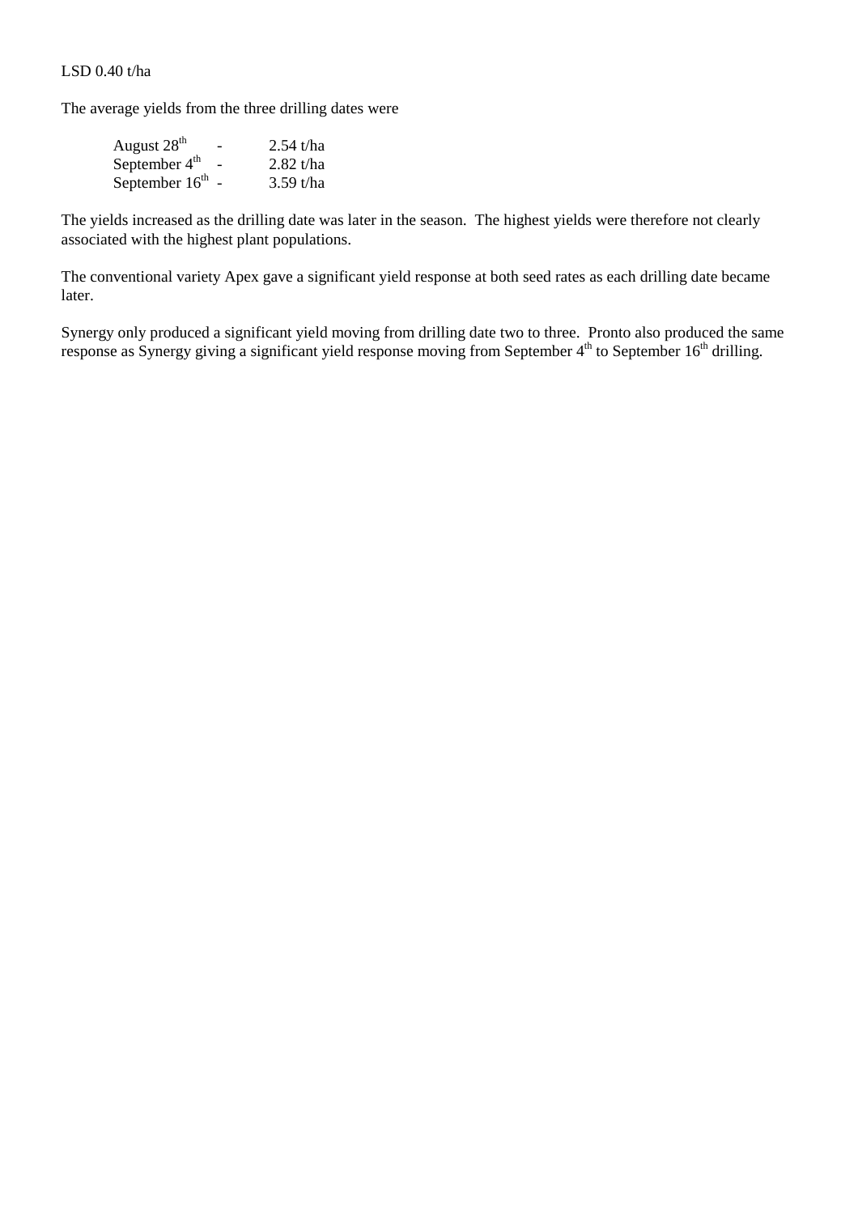LSD 0.40 t/ha

The average yields from the three drilling dates were

| | | |
|---|---|---|
| August 28$^{th}$ | - | 2.54 t/ha |
| September 4$^{th}$ | - | 2.82 t/ha |
| September 16$^{th}$ | - | 3.59 t/ha |

The yields increased as the drilling date was later in the season. The highest yields were therefore not clearly associated with the highest plant populations.

The conventional variety Apex gave a significant yield response at both seed rates as each drilling date became later.

Synergy only produced a significant yield moving from drilling date two to three. Pronto also produced the same response as Synergy giving a significant yield response moving from September 4$^{th}$ to September 16$^{th}$ drilling.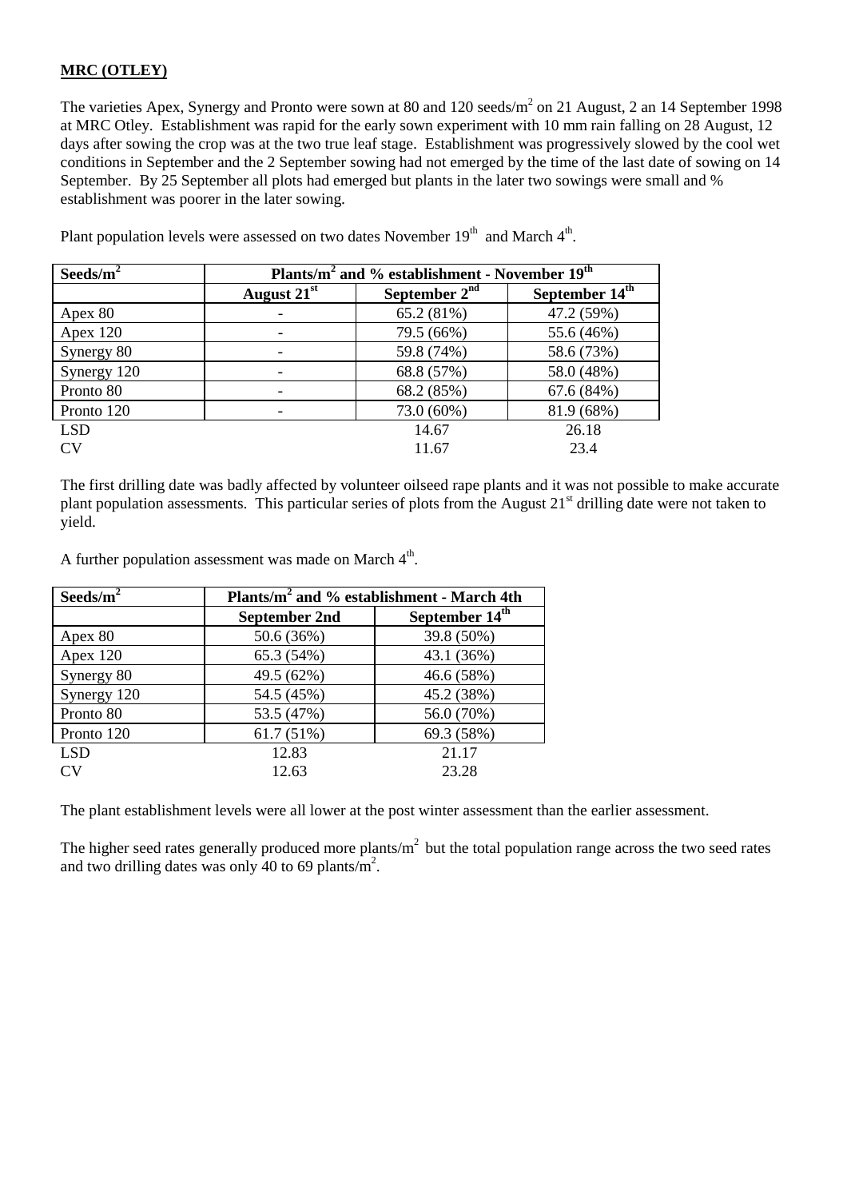**MRC (OTLEY)**

The varieties Apex, Synergy and Pronto were sown at 80 and 120 seeds/$m^2$ on 21 August, 2 an 14 September 1998 at MRC Otley. Establishment was rapid for the early sown experiment with 10 mm rain falling on 28 August, 12 days after sowing the crop was at the two true leaf stage. Establishment was progressively slowed by the cool wet conditions in September and the 2 September sowing had not emerged by the time of the last date of sowing on 14 September. By 25 September all plots had emerged but plants in the later two sowings were small and % establishment was poorer in the later sowing.

Plant population levels were assessed on two dates November 19th and March 4th.

| Seeds/$m^2$ | Plants/$m^2$ and % establishment - November 19th | | |
|---|---|---|---|
| | August 21st | September 2nd | September 14th |
| Apex 80 | - | 65.2 (81%) | 47.2 (59%) |
| Apex 120 | - | 79.5 (66%) | 55.6 (46%) |
| Synergy 80 | - | 59.8 (74%) | 58.6 (73%) |
| Synergy 120 | - | 68.8 (57%) | 58.0 (48%) |
| Pronto 80 | - | 68.2 (85%) | 67.6 (84%) |
| Pronto 120 | - | 73.0 (60%) | 81.9 (68%) |
| LSD | | 14.67 | 26.18 |
| CV | | 11.67 | 23.4 |

The first drilling date was badly affected by volunteer oilseed rape plants and it was not possible to make accurate plant population assessments. This particular series of plots from the August 21st drilling date were not taken to yield.

A further population assessment was made on March 4th.

| Seeds/$m^2$ | Plants/$m^2$ and % establishment - March 4th | |
|---|---|---|
| | September 2nd | September 14th |
| Apex 80 | 50.6 (36%) | 39.8 (50%) |
| Apex 120 | 65.3 (54%) | 43.1 (36%) |
| Synergy 80 | 49.5 (62%) | 46.6 (58%) |
| Synergy 120 | 54.5 (45%) | 45.2 (38%) |
| Pronto 80 | 53.5 (47%) | 56.0 (70%) |
| Pronto 120 | 61.7 (51%) | 69.3 (58%) |
| LSD | 12.83 | 21.17 |
| CV | 12.63 | 23.28 |

The plant establishment levels were all lower at the post winter assessment than the earlier assessment.

The higher seed rates generally produced more plants/$m^2$ but the total population range across the two seed rates and two drilling dates was only 40 to 69 plants/$m^2$.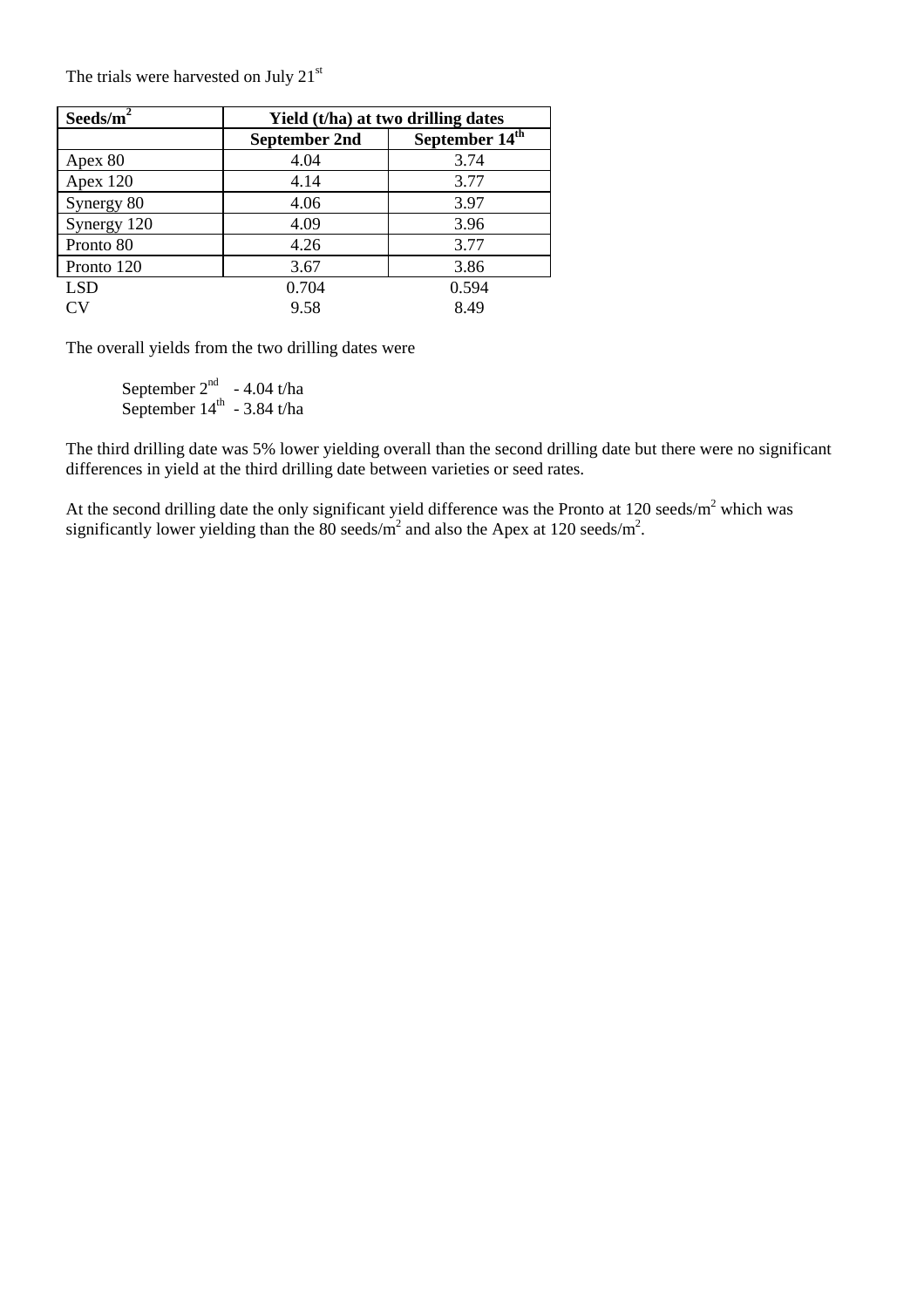The trials were harvested on July 21st

| Seeds/$m^2$ | Yield (t/ha) at two drilling dates | |
|---|---|---|
| | **September 2nd** | **September 14th** |
| Apex 80 | 4.04 | 3.74 |
| Apex 120 | 4.14 | 3.77 |
| Synergy 80 | 4.06 | 3.97 |
| Synergy 120 | 4.09 | 3.96 |
| Pronto 80 | 4.26 | 3.77 |
| Pronto 120 | 3.67 | 3.86 |
| LSD | 0.704 | 0.594 |
| CV | 9.58 | 8.49 |

The overall yields from the two drilling dates were

September 2nd - 4.04 t/ha
September 14th - 3.84 t/ha

The third drilling date was 5% lower yielding overall than the second drilling date but there were no significant differences in yield at the third drilling date between varieties or seed rates.

At the second drilling date the only significant yield difference was the Pronto at 120 seeds/$m^2$ which was significantly lower yielding than the 80 seeds/$m^2$ and also the Apex at 120 seeds/$m^2$.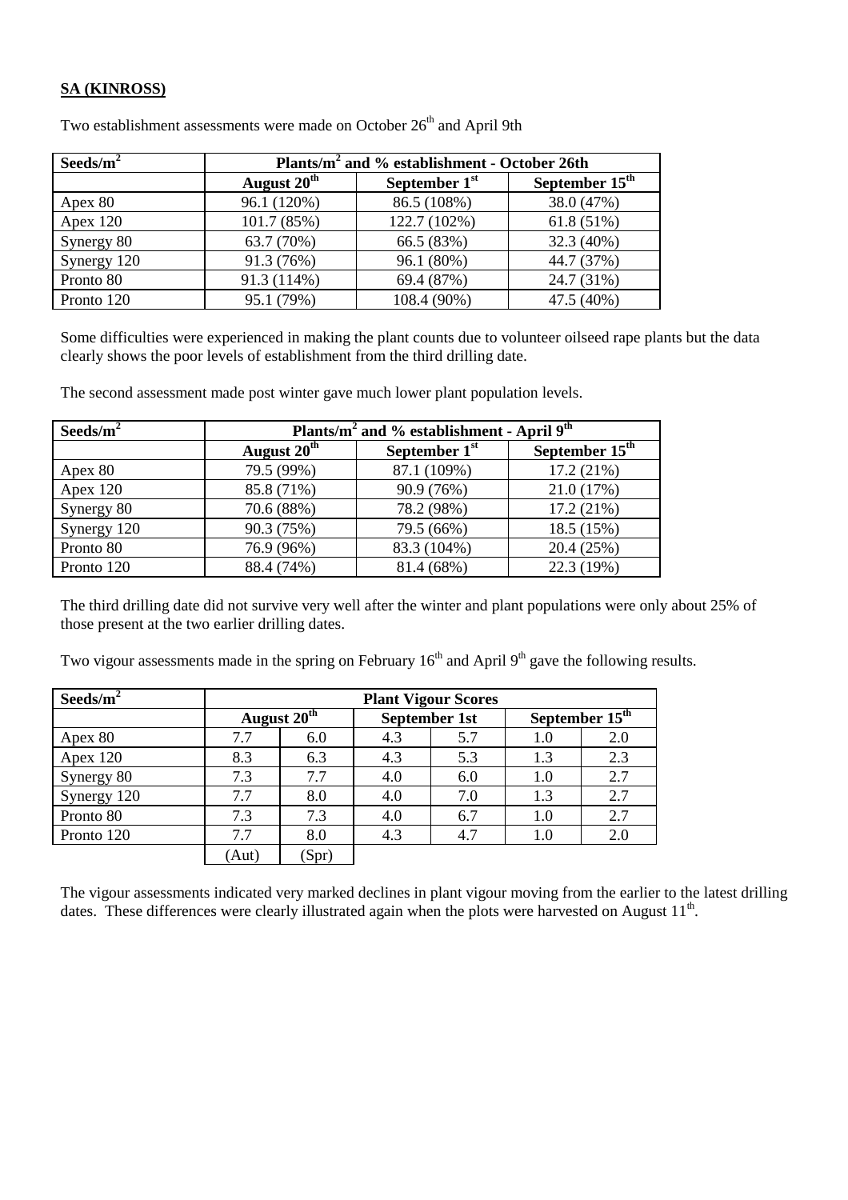**SA (KINROSS)**

Two establishment assessments were made on October 26th and April 9th

| Seeds/$m^2$ | Plants/$m^2$ and % establishment - October 26th | | |
|---|---|---|---|
| | August 20th | September 1st | September 15th |
| Apex 80 | 96.1 (120%) | 86.5 (108%) | 38.0 (47%) |
| Apex 120 | 101.7 (85%) | 122.7 (102%) | 61.8 (51%) |
| Synergy 80 | 63.7 (70%) | 66.5 (83%) | 32.3 (40%) |
| Synergy 120 | 91.3 (76%) | 96.1 (80%) | 44.7 (37%) |
| Pronto 80 | 91.3 (114%) | 69.4 (87%) | 24.7 (31%) |
| Pronto 120 | 95.1 (79%) | 108.4 (90%) | 47.5 (40%) |

Some difficulties were experienced in making the plant counts due to volunteer oilseed rape plants but the data clearly shows the poor levels of establishment from the third drilling date.

The second assessment made post winter gave much lower plant population levels.

| Seeds/$m^2$ | Plants/$m^2$ and % establishment - April 9th | | |
|---|---|---|---|
| | August 20th | September 1st | September 15th |
| Apex 80 | 79.5 (99%) | 87.1 (109%) | 17.2 (21%) |
| Apex 120 | 85.8 (71%) | 90.9 (76%) | 21.0 (17%) |
| Synergy 80 | 70.6 (88%) | 78.2 (98%) | 17.2 (21%) |
| Synergy 120 | 90.3 (75%) | 79.5 (66%) | 18.5 (15%) |
| Pronto 80 | 76.9 (96%) | 83.3 (104%) | 20.4 (25%) |
| Pronto 120 | 88.4 (74%) | 81.4 (68%) | 22.3 (19%) |

The third drilling date did not survive very well after the winter and plant populations were only about 25% of those present at the two earlier drilling dates.

Two vigour assessments made in the spring on February 16th and April 9th gave the following results.

| Seeds/$m^2$ | Plant Vigour Scores | | | | | |
|---|---|---|---|---|---|---|
| | August 20th | | September 1st | | September 15th | |
| Apex 80 | 7.7 | 6.0 | 4.3 | 5.7 | 1.0 | 2.0 |
| Apex 120 | 8.3 | 6.3 | 4.3 | 5.3 | 1.3 | 2.3 |
| Synergy 80 | 7.3 | 7.7 | 4.0 | 6.0 | 1.0 | 2.7 |
| Synergy 120 | 7.7 | 8.0 | 4.0 | 7.0 | 1.3 | 2.7 |
| Pronto 80 | 7.3 | 7.3 | 4.0 | 6.7 | 1.0 | 2.7 |
| Pronto 120 | 7.7 | 8.0 | 4.3 | 4.7 | 1.0 | 2.0 |
| | (Aut) | (Spr) | | | | |

The vigour assessments indicated very marked declines in plant vigour moving from the earlier to the latest drilling dates. These differences were clearly illustrated again when the plots were harvested on August 11th.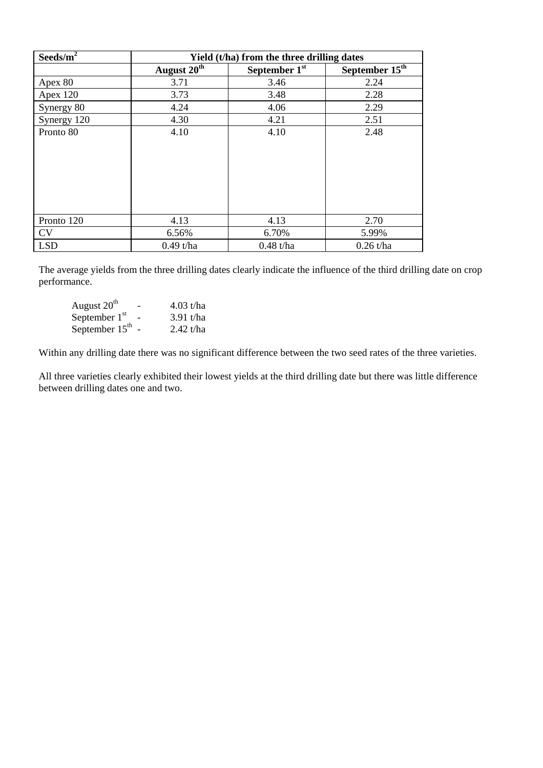| Seeds/m$^2$ | Yield (t/ha) from the three drilling dates | | |
|---|---|---|---|
| | August 20$^{th}$ | September 1$^{st}$ | September 15$^{th}$ |
| Apex 80 | 3.71 | 3.46 | 2.24 |
| Apex 120 | 3.73 | 3.48 | 2.28 |
| Synergy 80 | 4.24 | 4.06 | 2.29 |
| Synergy 120 | 4.30 | 4.21 | 2.51 |
| Pronto 80 | 4.10 | 4.10 | 2.48 |
| Pronto 120 | 4.13 | 4.13 | 2.70 |
| CV | 6.56% | 6.70% | 5.99% |
| LSD | 0.49 t/ha | 0.48 t/ha | 0.26 t/ha |

The average yields from the three drilling dates clearly indicate the influence of the third drilling date on crop performance.

August 20$^{th}$ - 4.03 t/ha
September 1$^{st}$ - 3.91 t/ha
September 15$^{th}$ - 2.42 t/ha

Within any drilling date there was no significant difference between the two seed rates of the three varieties.

All three varieties clearly exhibited their lowest yields at the third drilling date but there was little difference between drilling dates one and two.